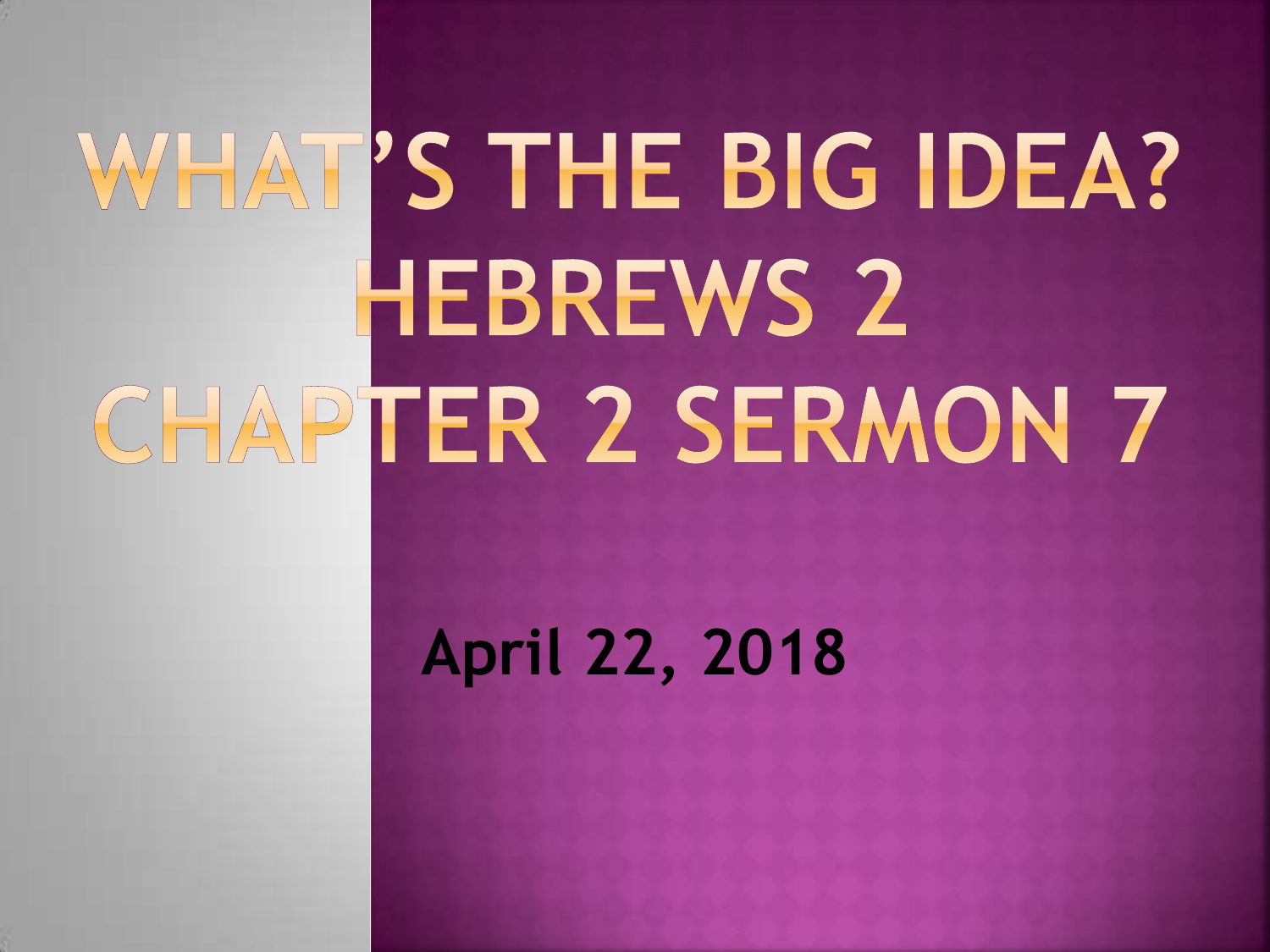# WHAT'S THE BIG IDEA? HEBREWS 2 CHAPTER 2 SERMON 7

**April 22, 2018**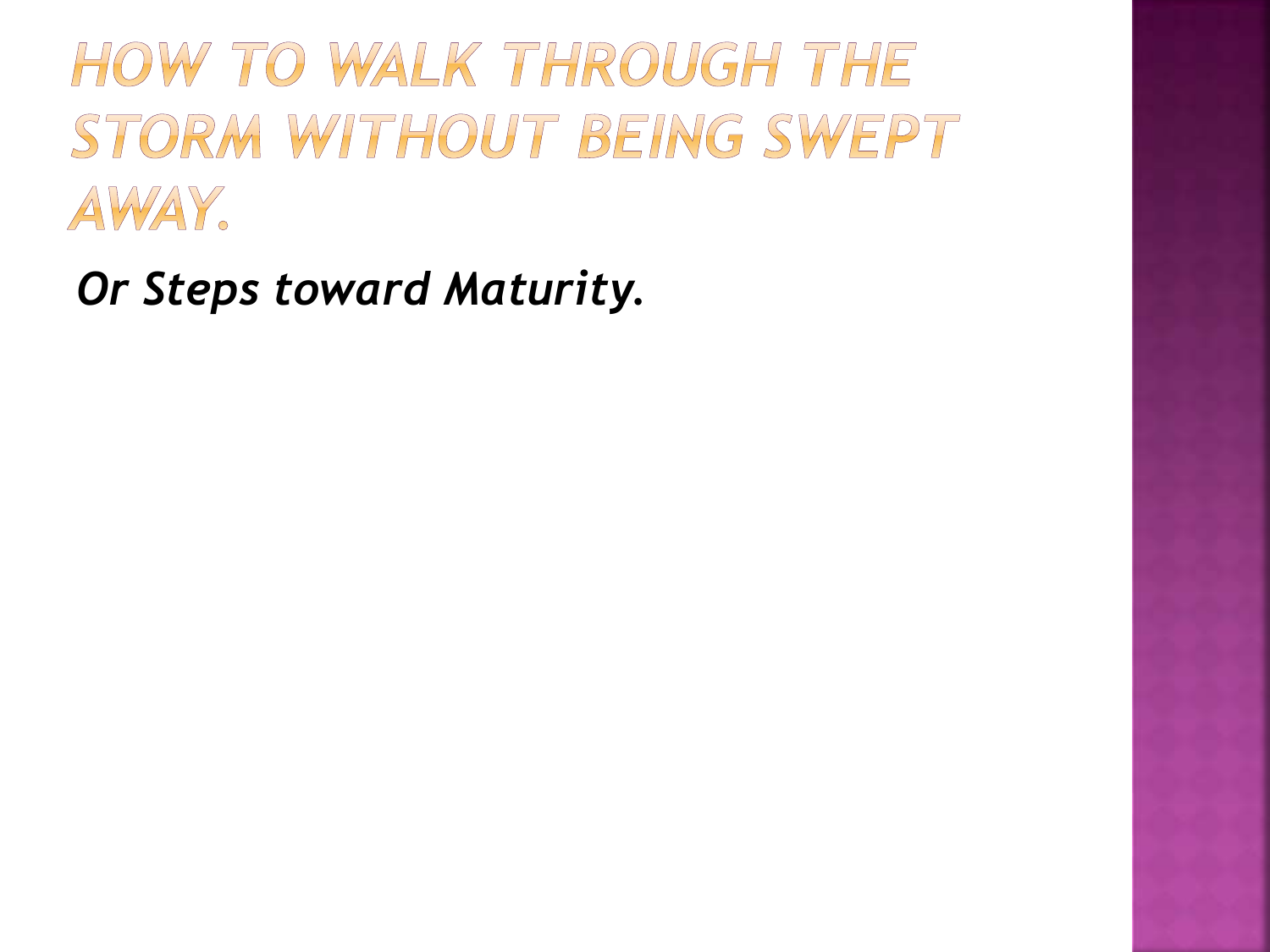# HOW TO WALK THROUGH THE STORM WITHOUT BEING SWEPT AWAY.

***Or Steps toward Maturity.***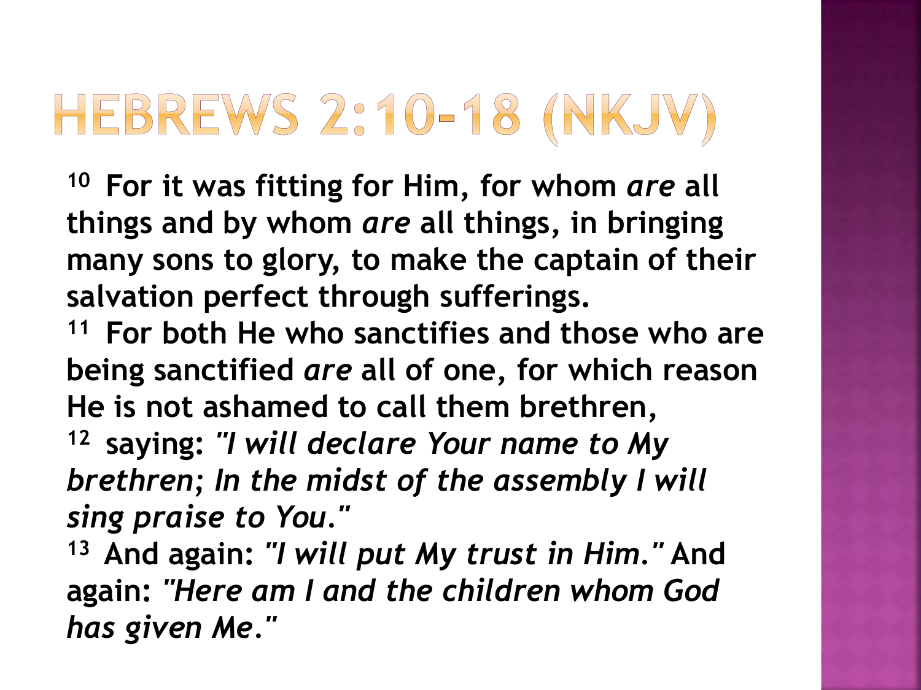# HEBREWS 2:10-18 (NKJV)

**[10] For it was fitting for Him, for whom *are* all things and by whom *are* all things, in bringing many sons to glory, to make the captain of their salvation perfect through sufferings.**

**[11] For both He who sanctifies and those who are being sanctified *are* all of one, for which reason He is not ashamed to call them brethren,**

**[12] saying: *"I will declare Your name to My brethren; In the midst of the assembly I will sing praise to You."***

**[13] And again: *"I will put My trust in Him."* And again: *"Here am I and the children whom God has given Me."***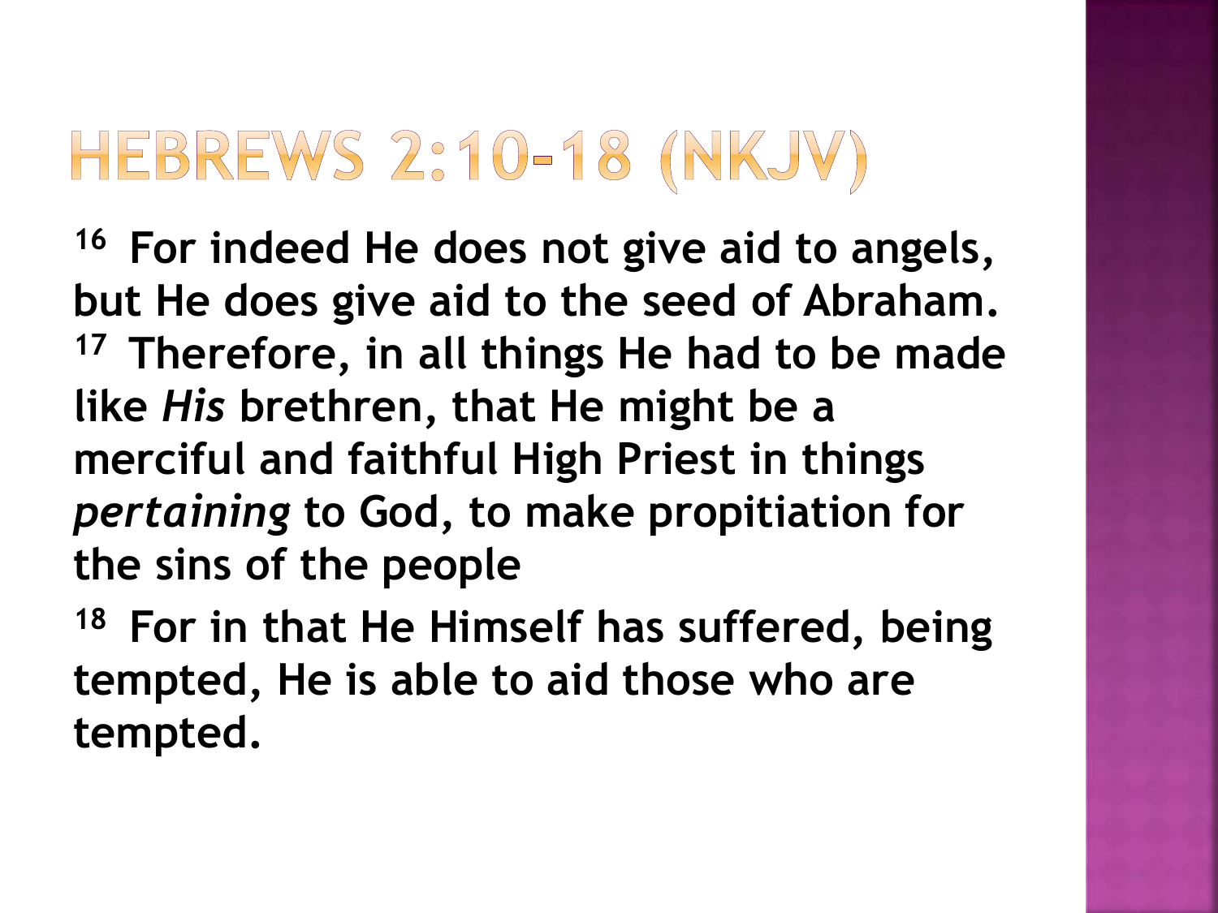# HEBREWS 2:10-18 (NKJV)

**[16] For indeed He does not give aid to angels, but He does give aid to the seed of Abraham. [17] Therefore, in all things He had to be made like *His* brethren, that He might be a merciful and faithful High Priest in things *pertaining* to God, to make propitiation for the sins of the people**

**[18] For in that He Himself has suffered, being tempted, He is able to aid those who are tempted.**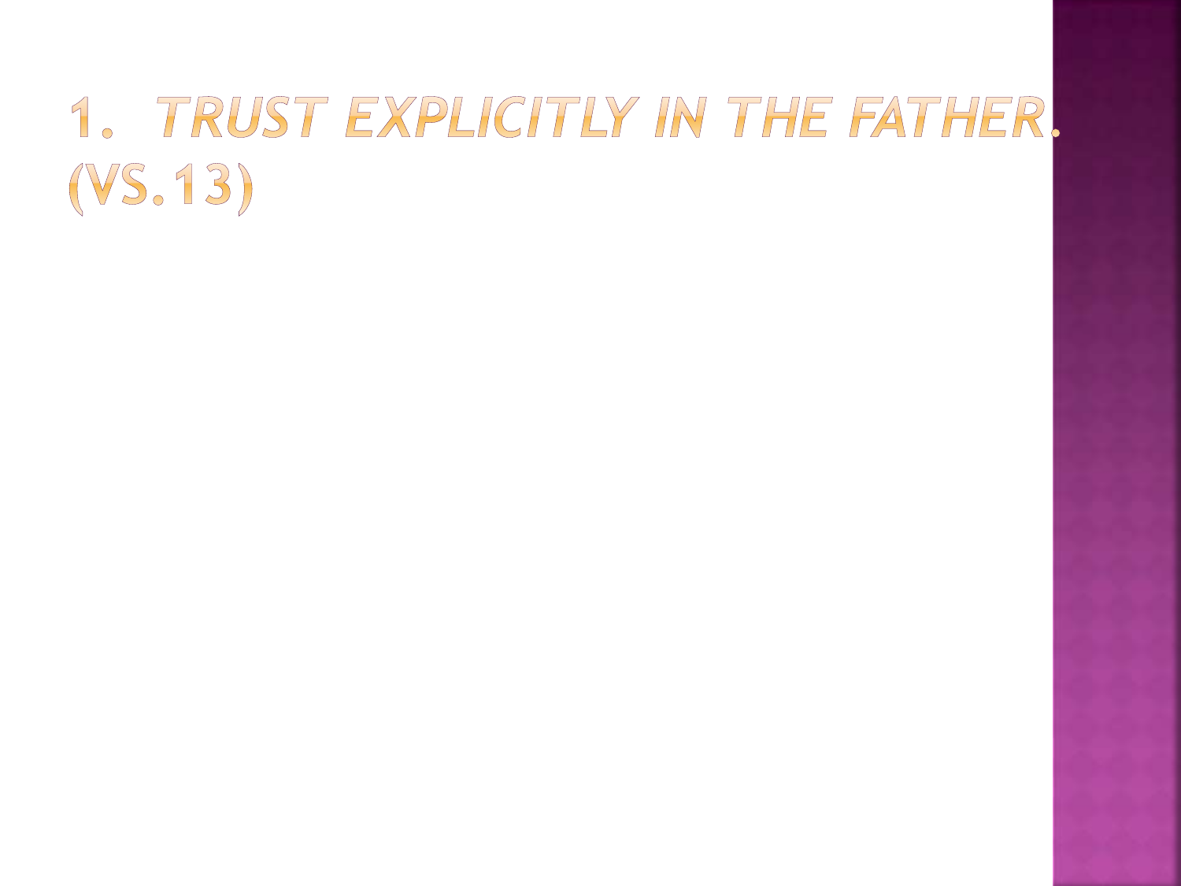# 1. *TRUST EXPLICITLY IN THE FATHER.* (VS.13)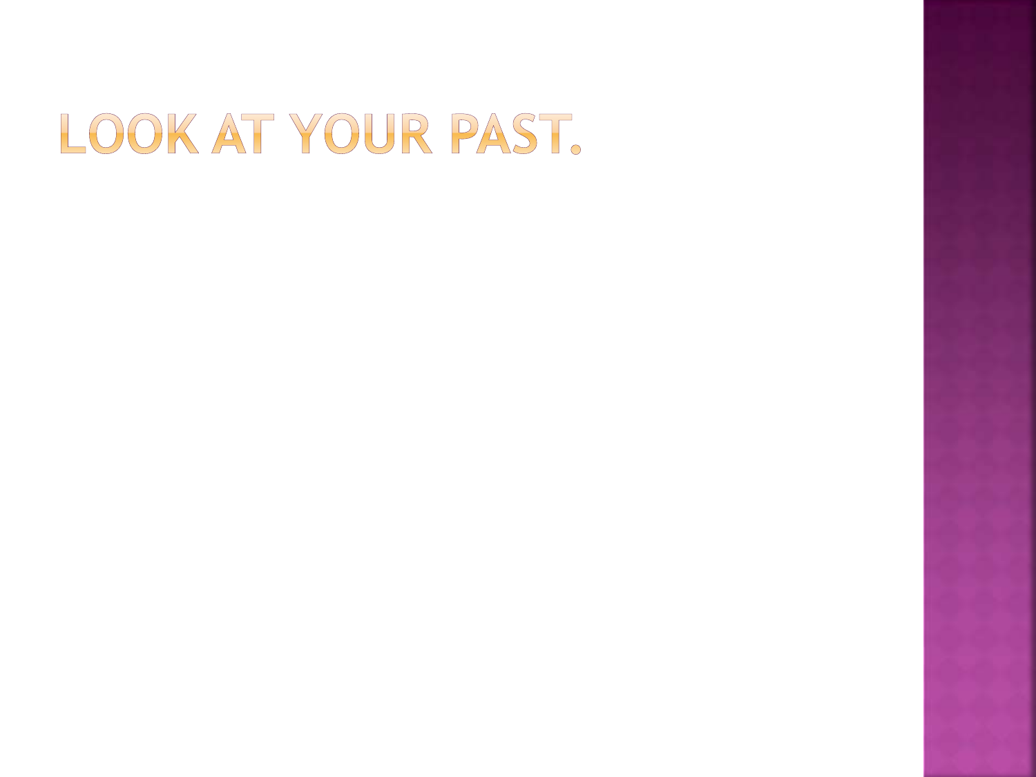# LOOK AT YOUR PAST.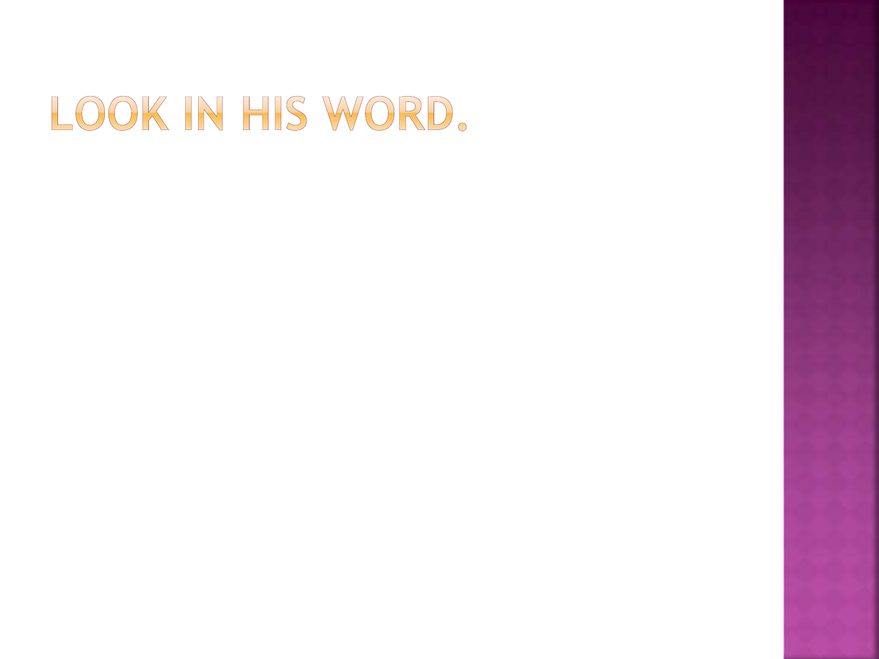# LOOK IN HIS WORD.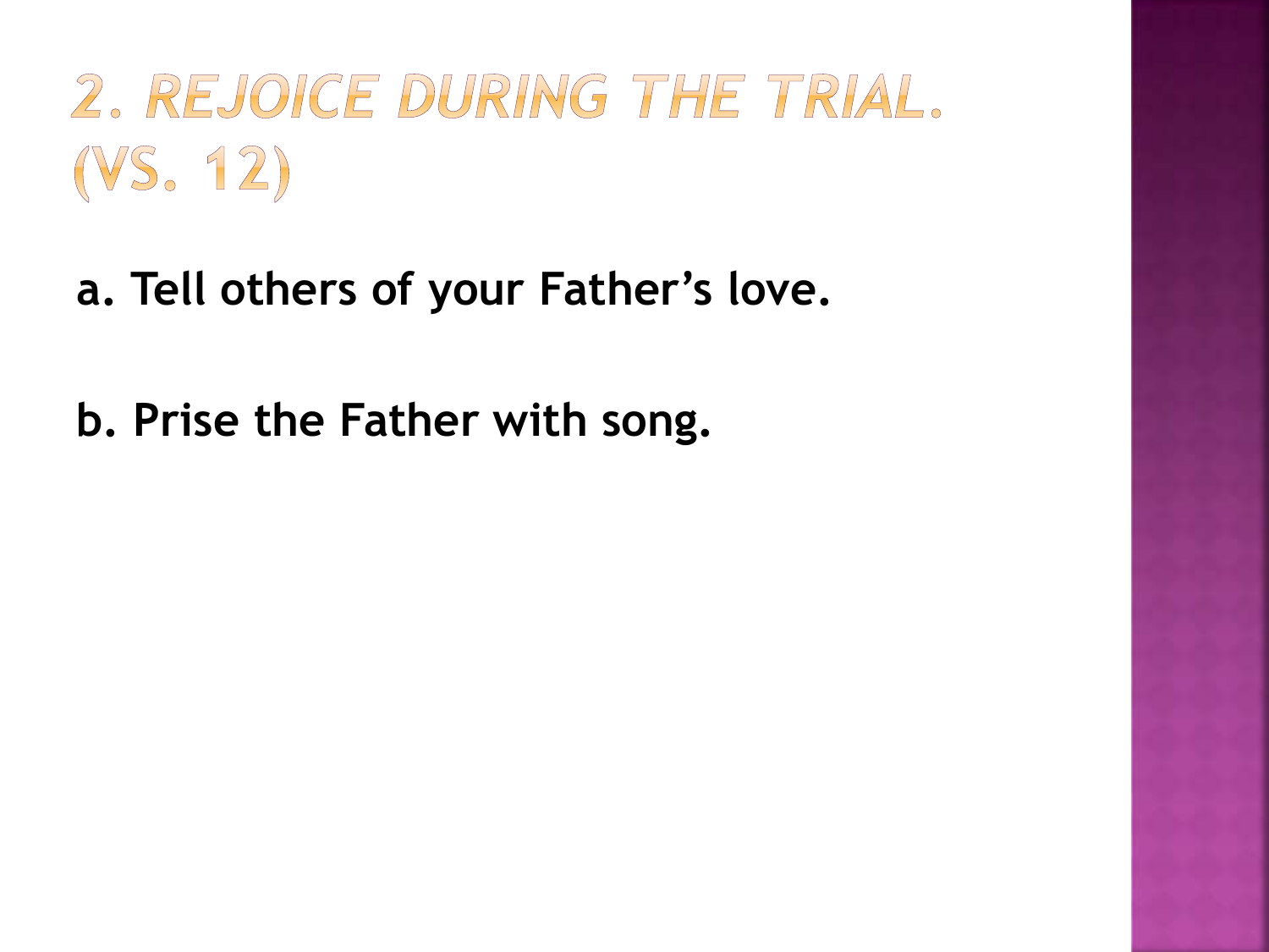# 2. REJOICE DURING THE TRIAL. (VS. 12)

**a. Tell others of your Father's love.**

**b. Prise the Father with song.**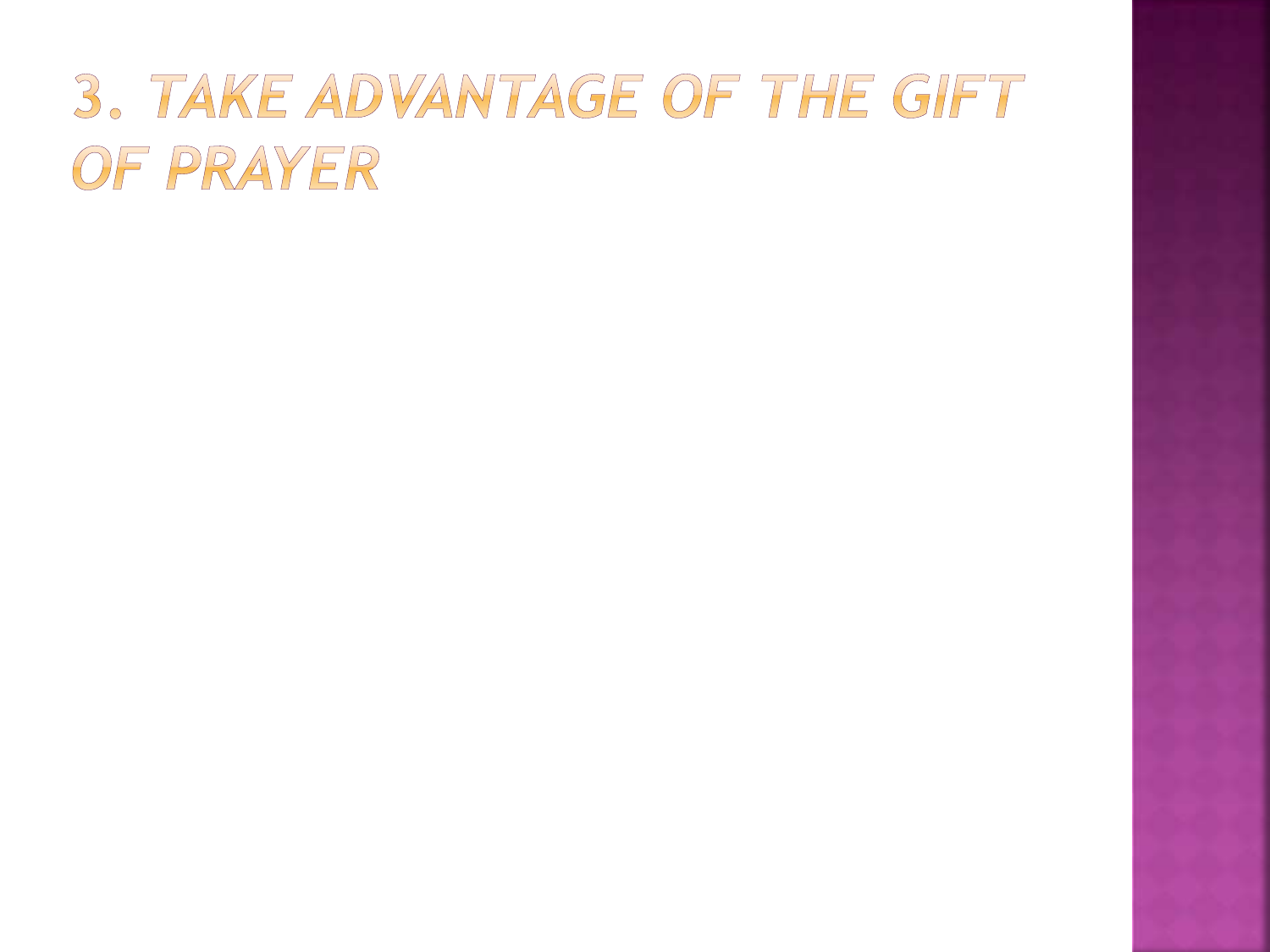# 3. *Take advantage of the gift of prayer*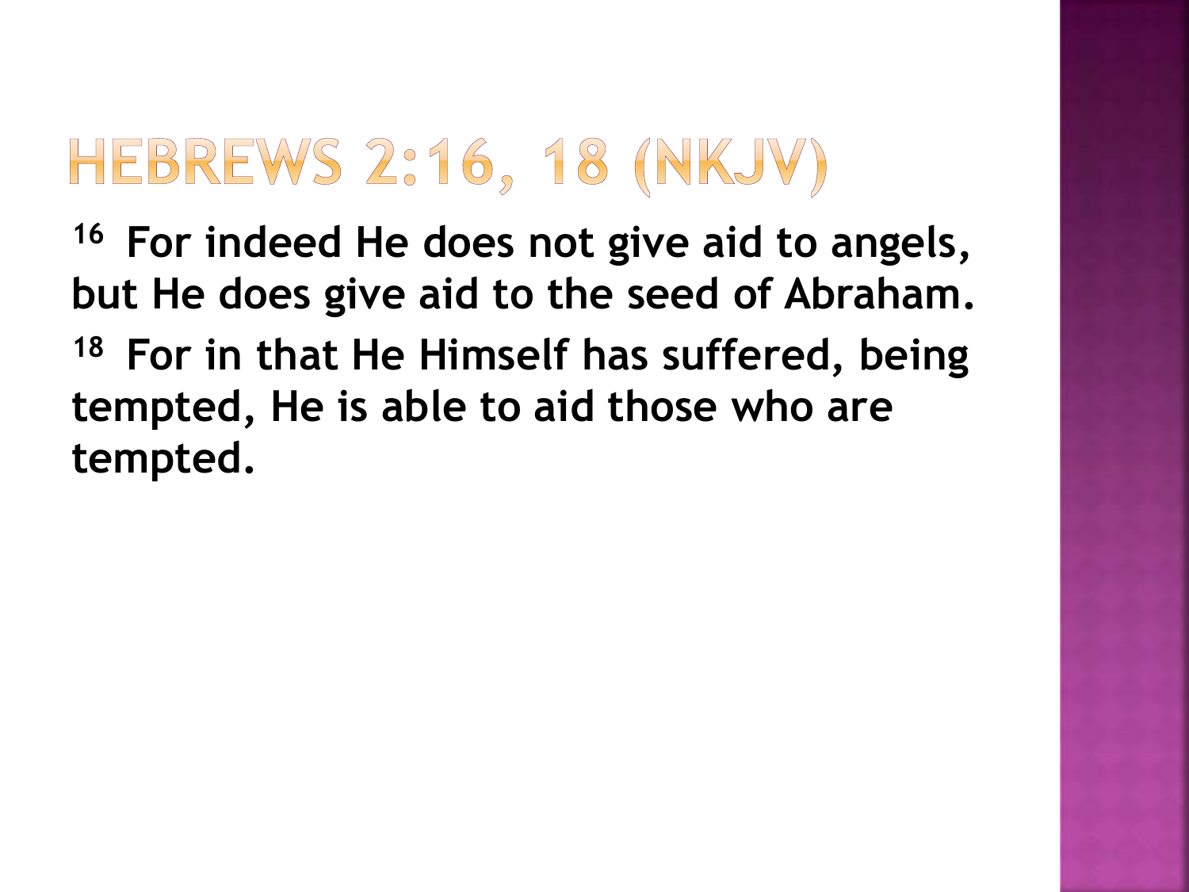# HEBREWS 2:16, 18 (NKJV)

**[16] For indeed He does not give aid to angels, but He does give aid to the seed of Abraham.**

**[18] For in that He Himself has suffered, being tempted, He is able to aid those who are tempted.**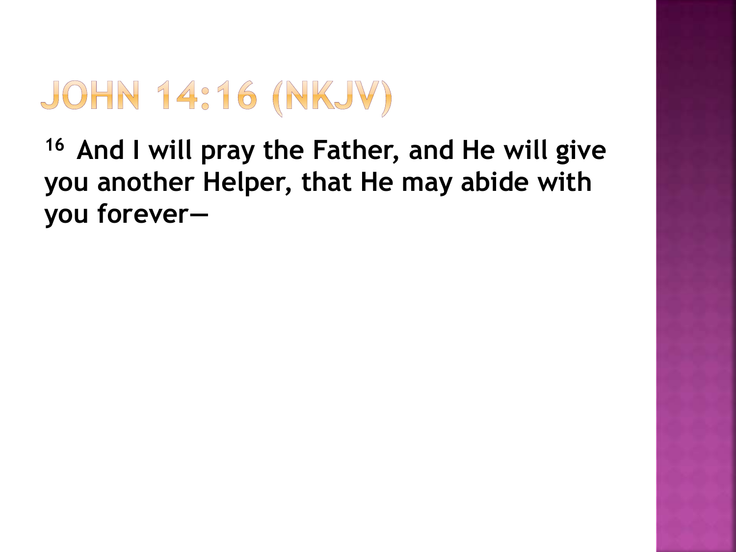# JOHN 14:16 (NKJV)

**[16] And I will pray the Father, and He will give you another Helper, that He may abide with you forever—**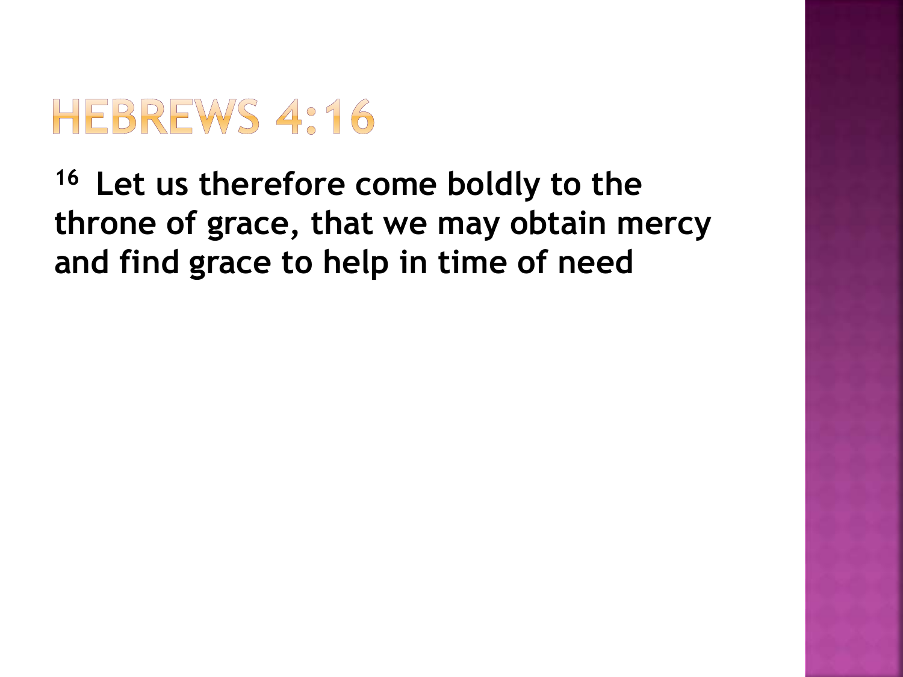# HEBREWS 4:16

**[16] Let us therefore come boldly to the throne of grace, that we may obtain mercy and find grace to help in time of need**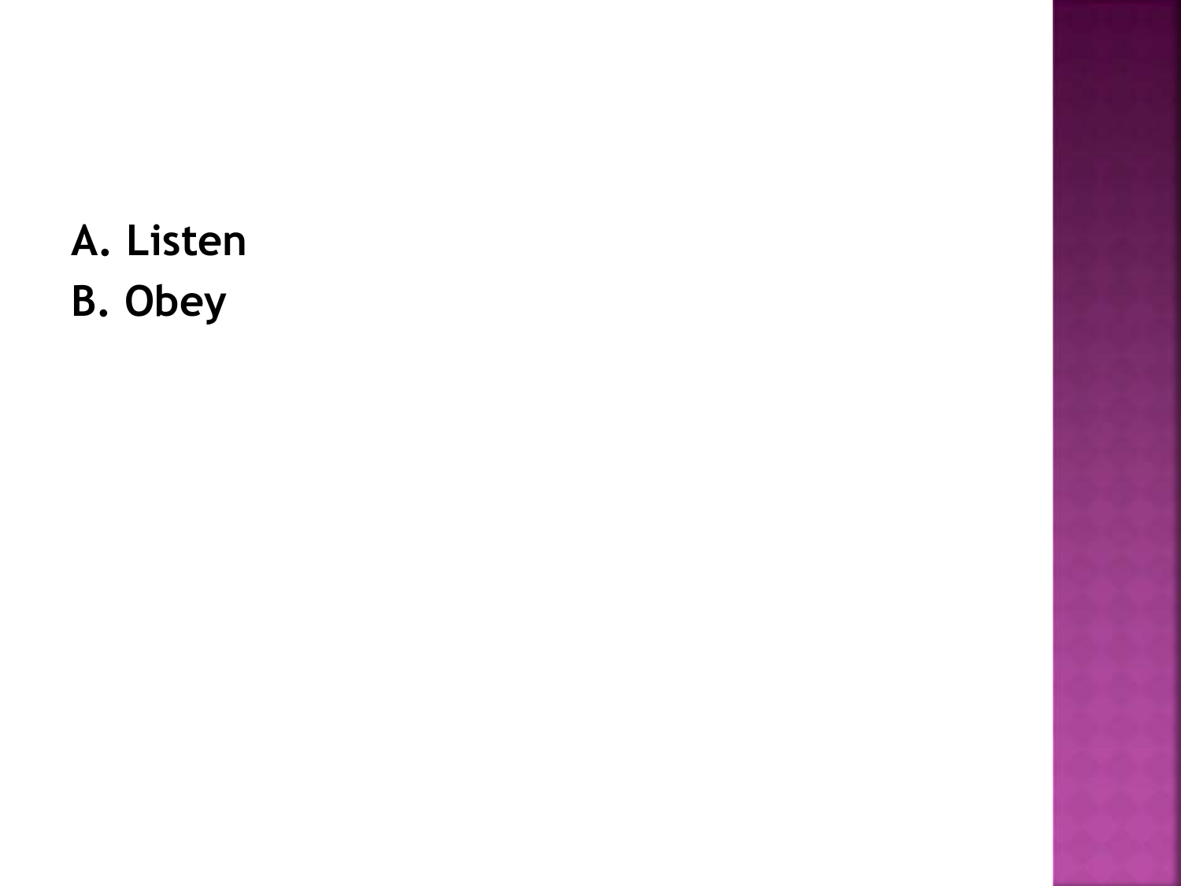A. Listen
B. Obey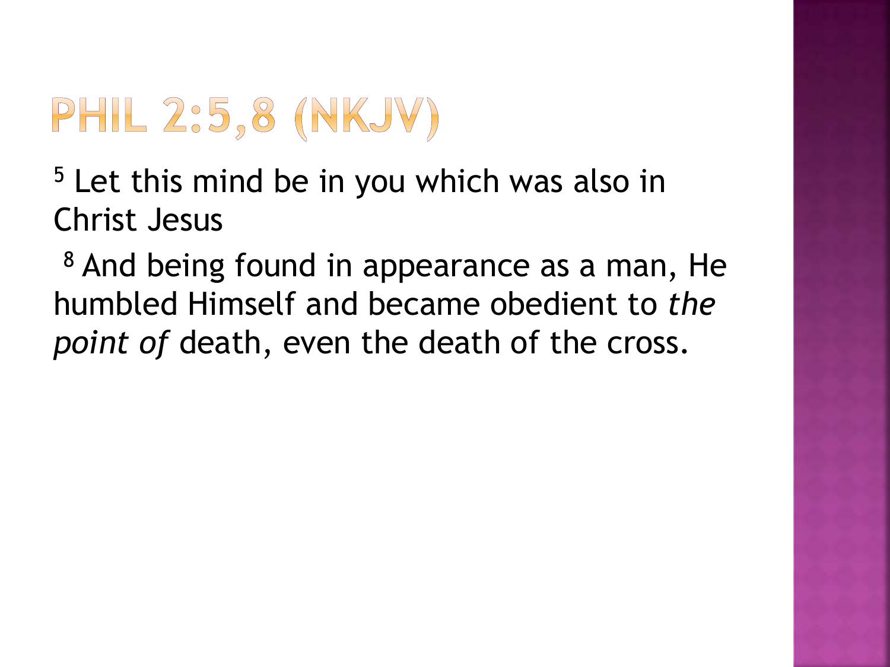# PHIL 2:5,8 (NKJV)

[5] Let this mind be in you which was also in Christ Jesus

[8] And being found in appearance as a man, He humbled Himself and became obedient to *the point of* death, even the death of the cross.